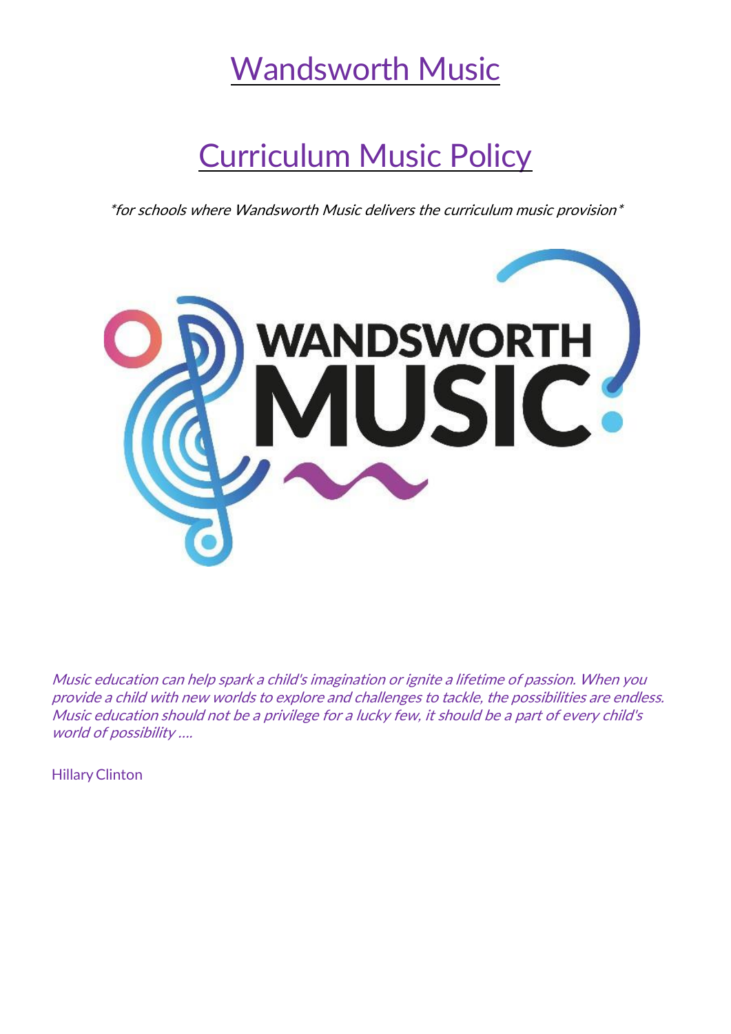# Wandsworth Music

# Curriculum Music Policy

*\*for schools where Wandsworth Music delivers the curriculum music provision\**

*Music education can help spark a child's imagination or ignite a lifetime of passion. When you provide a child with new worlds to explore and challenges to tackle, the possibilities are endless. Music education should not be a privilege for a lucky few, it should be a part of every child's world of possibility ....*

Hillary Clinton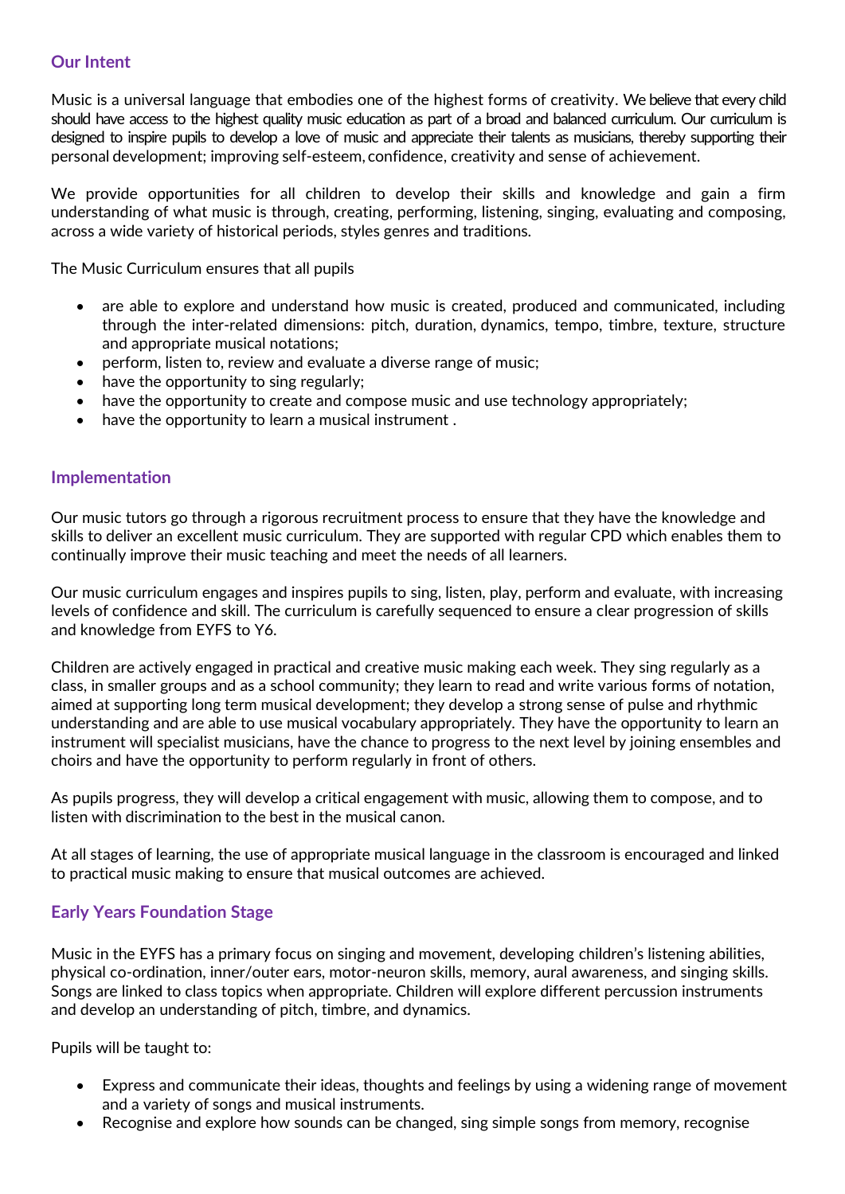## Our Intent

Music is a universal language that embodies one of the highest forms of creativity. We believe that every child should have access to the highest quality music education as part of a broad and balanced curriculum. Our curriculum is designed to inspire pupils to develop a love of music and appreciate their talents as musicians, thereby supporting their personal development; improving self-esteem, confidence, creativity and sense of achievement.

We provide opportunities for all children to develop their skills and knowledge and gain a firm understanding of what music is through, creating, performing, listening, singing, evaluating and composing, across a wide variety of historical periods, styles genres and traditions.

The Music Curriculum ensures that all pupils

- are able to explore and understand how music is created, produced and communicated, including through the inter-related dimensions: pitch, duration, dynamics, tempo, timbre, texture, structure and appropriate musical notations;
- perform, listen to, review and evaluate a diverse range of music;
- have the opportunity to sing regularly;
- have the opportunity to create and compose music and use technology appropriately;
- have the opportunity to learn a musical instrument .

## Implementation

Our music tutors go through a rigorous recruitment process to ensure that they have the knowledge and skills to deliver an excellent music curriculum. They are supported with regular CPD which enables them to continually improve their music teaching and meet the needs of all learners.

Our music curriculum engages and inspires pupils to sing, listen, play, perform and evaluate, with increasing levels of confidence and skill. The curriculum is carefully sequenced to ensure a clear progression of skills and knowledge from EYFS to Y6.

Children are actively engaged in practical and creative music making each week. They sing regularly as a class, in smaller groups and as a school community; they learn to read and write various forms of notation, aimed at supporting long term musical development; they develop a strong sense of pulse and rhythmic understanding and are able to use musical vocabulary appropriately. They have the opportunity to learn an instrument will specialist musicians, have the chance to progress to the next level by joining ensembles and choirs and have the opportunity to perform regularly in front of others.

As pupils progress, they will develop a critical engagement with music, allowing them to compose, and to listen with discrimination to the best in the musical canon.

At all stages of learning, the use of appropriate musical language in the classroom is encouraged and linked to practical music making to ensure that musical outcomes are achieved.

## Early Years Foundation Stage

Music in the EYFS has a primary focus on singing and movement, developing children's listening abilities, physical co-ordination, inner/outer ears, motor-neuron skills, memory, aural awareness, and singing skills. Songs are linked to class topics when appropriate. Children will explore different percussion instruments and develop an understanding of pitch, timbre, and dynamics.

Pupils will be taught to:

- Express and communicate their ideas, thoughts and feelings by using a widening range of movement and a variety of songs and musical instruments.
- Recognise and explore how sounds can be changed, sing simple songs from memory, recognise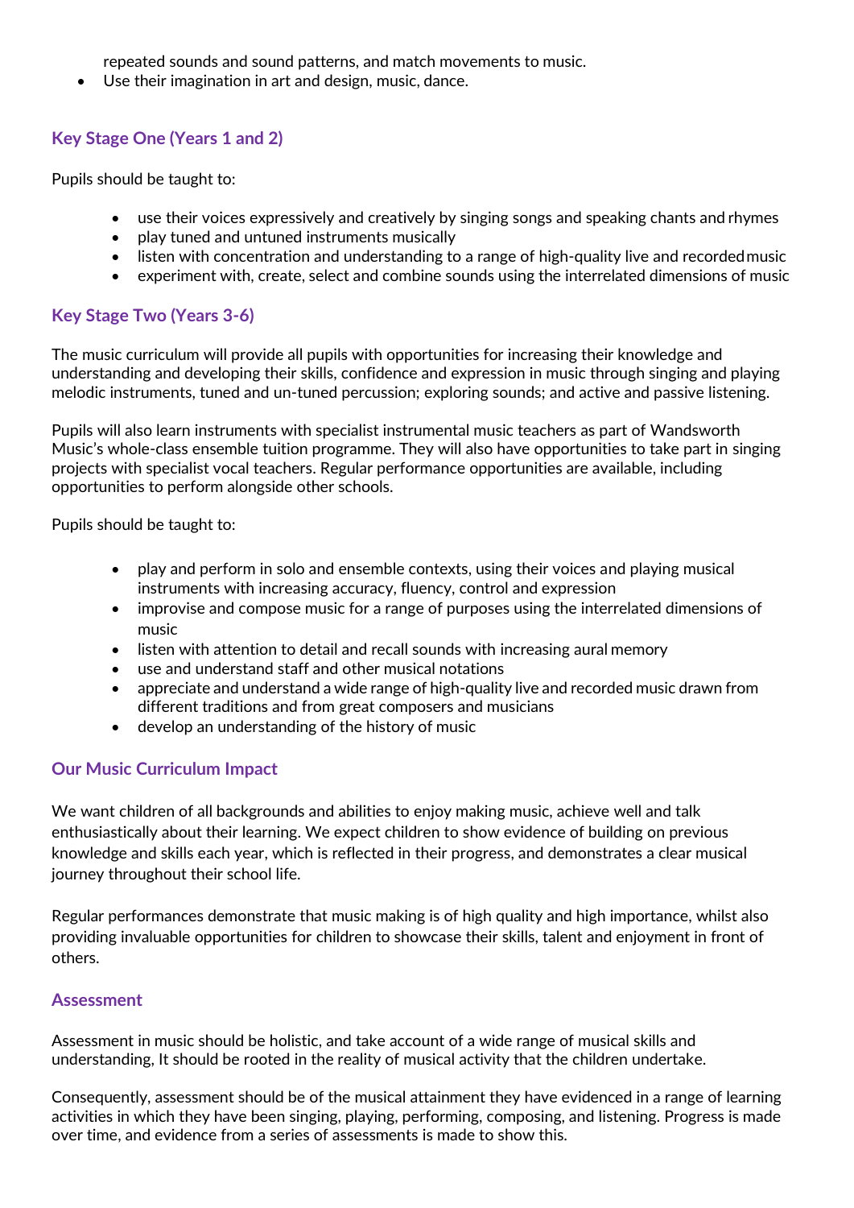repeated sounds and sound patterns, and match movements to music.

- Use their imagination in art and design, music, dance.

## Key Stage One (Years 1 and 2)

Pupils should be taught to:

- use their voices expressively and creatively by singing songs and speaking chants and rhymes
- play tuned and untuned instruments musically
- listen with concentration and understanding to a range of high-quality live and recorded music
- experiment with, create, select and combine sounds using the interrelated dimensions of music

## Key Stage Two (Years 3-6)

The music curriculum will provide all pupils with opportunities for increasing their knowledge and understanding and developing their skills, confidence and expression in music through singing and playing melodic instruments, tuned and un-tuned percussion; exploring sounds; and active and passive listening.

Pupils will also learn instruments with specialist instrumental music teachers as part of Wandsworth Music's whole-class ensemble tuition programme. They will also have opportunities to take part in singing projects with specialist vocal teachers. Regular performance opportunities are available, including opportunities to perform alongside other schools.

Pupils should be taught to:

- play and perform in solo and ensemble contexts, using their voices and playing musical instruments with increasing accuracy, fluency, control and expression
- improvise and compose music for a range of purposes using the interrelated dimensions of music
- listen with attention to detail and recall sounds with increasing aural memory
- use and understand staff and other musical notations
- appreciate and understand a wide range of high-quality live and recorded music drawn from different traditions and from great composers and musicians
- develop an understanding of the history of music

## Our Music Curriculum Impact

We want children of all backgrounds and abilities to enjoy making music, achieve well and talk enthusiastically about their learning. We expect children to show evidence of building on previous knowledge and skills each year, which is reflected in their progress, and demonstrates a clear musical journey throughout their school life.

Regular performances demonstrate that music making is of high quality and high importance, whilst also providing invaluable opportunities for children to showcase their skills, talent and enjoyment in front of others.

## Assessment

Assessment in music should be holistic, and take account of a wide range of musical skills and understanding, It should be rooted in the reality of musical activity that the children undertake.

Consequently, assessment should be of the musical attainment they have evidenced in a range of learning activities in which they have been singing, playing, performing, composing, and listening. Progress is made over time, and evidence from a series of assessments is made to show this.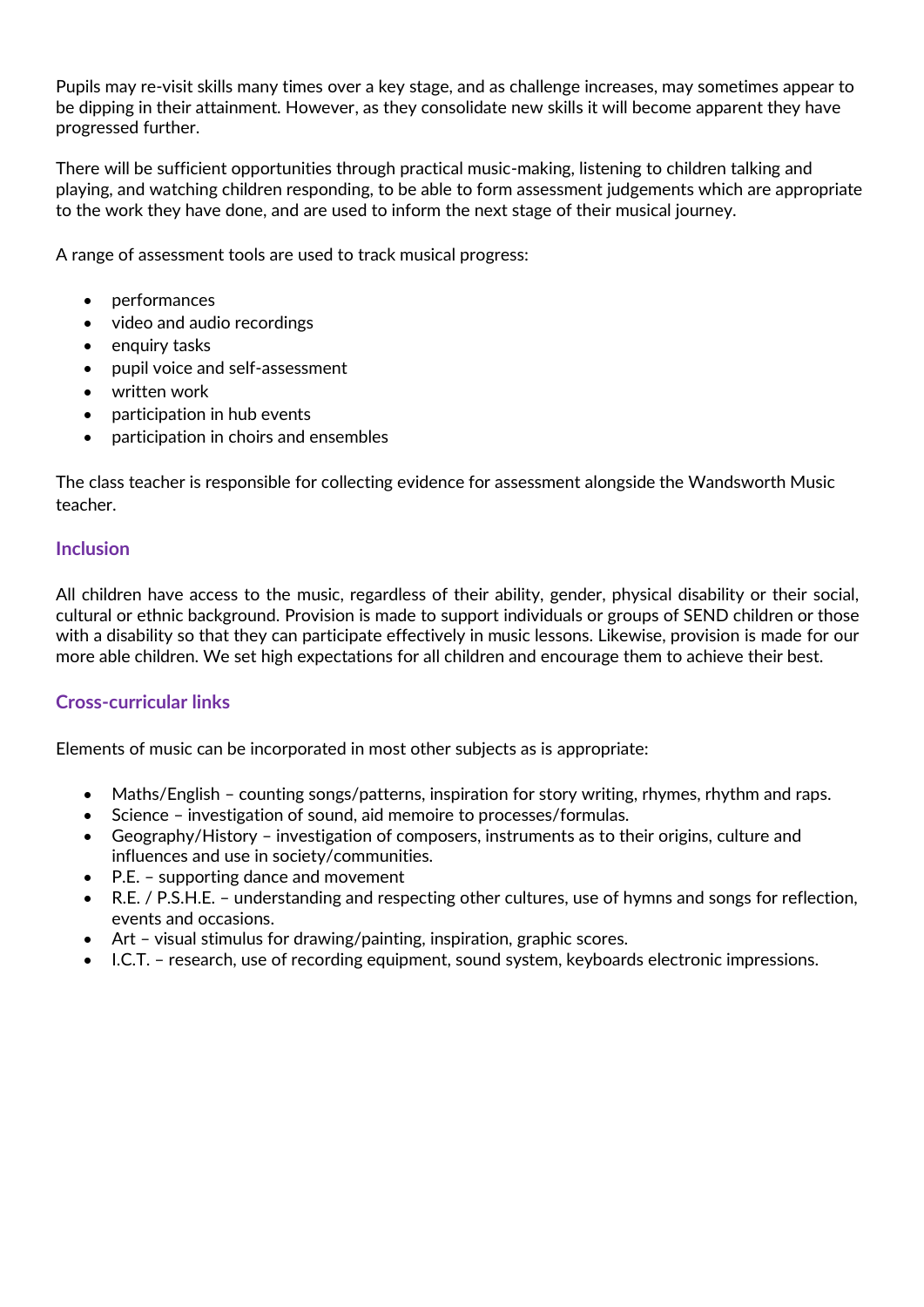Pupils may re-visit skills many times over a key stage, and as challenge increases, may sometimes appear to be dipping in their attainment. However, as they consolidate new skills it will become apparent they have progressed further.

There will be sufficient opportunities through practical music-making, listening to children talking and playing, and watching children responding, to be able to form assessment judgements which are appropriate to the work they have done, and are used to inform the next stage of their musical journey.

A range of assessment tools are used to track musical progress:

- performances
- video and audio recordings
- enquiry tasks
- pupil voice and self-assessment
- written work
- participation in hub events
- participation in choirs and ensembles

The class teacher is responsible for collecting evidence for assessment alongside the Wandsworth Music teacher.

## Inclusion

All children have access to the music, regardless of their ability, gender, physical disability or their social, cultural or ethnic background. Provision is made to support individuals or groups of SEND children or those with a disability so that they can participate effectively in music lessons. Likewise, provision is made for our more able children. We set high expectations for all children and encourage them to achieve their best.

## Cross-curricular links

Elements of music can be incorporated in most other subjects as is appropriate:

- Maths/English – counting songs/patterns, inspiration for story writing, rhymes, rhythm and raps.
- Science – investigation of sound, aid memoire to processes/formulas.
- Geography/History – investigation of composers, instruments as to their origins, culture and influences and use in society/communities.
- P.E. – supporting dance and movement
- R.E. / P.S.H.E. – understanding and respecting other cultures, use of hymns and songs for reflection, events and occasions.
- Art – visual stimulus for drawing/painting, inspiration, graphic scores.
- I.C.T. – research, use of recording equipment, sound system, keyboards electronic impressions.